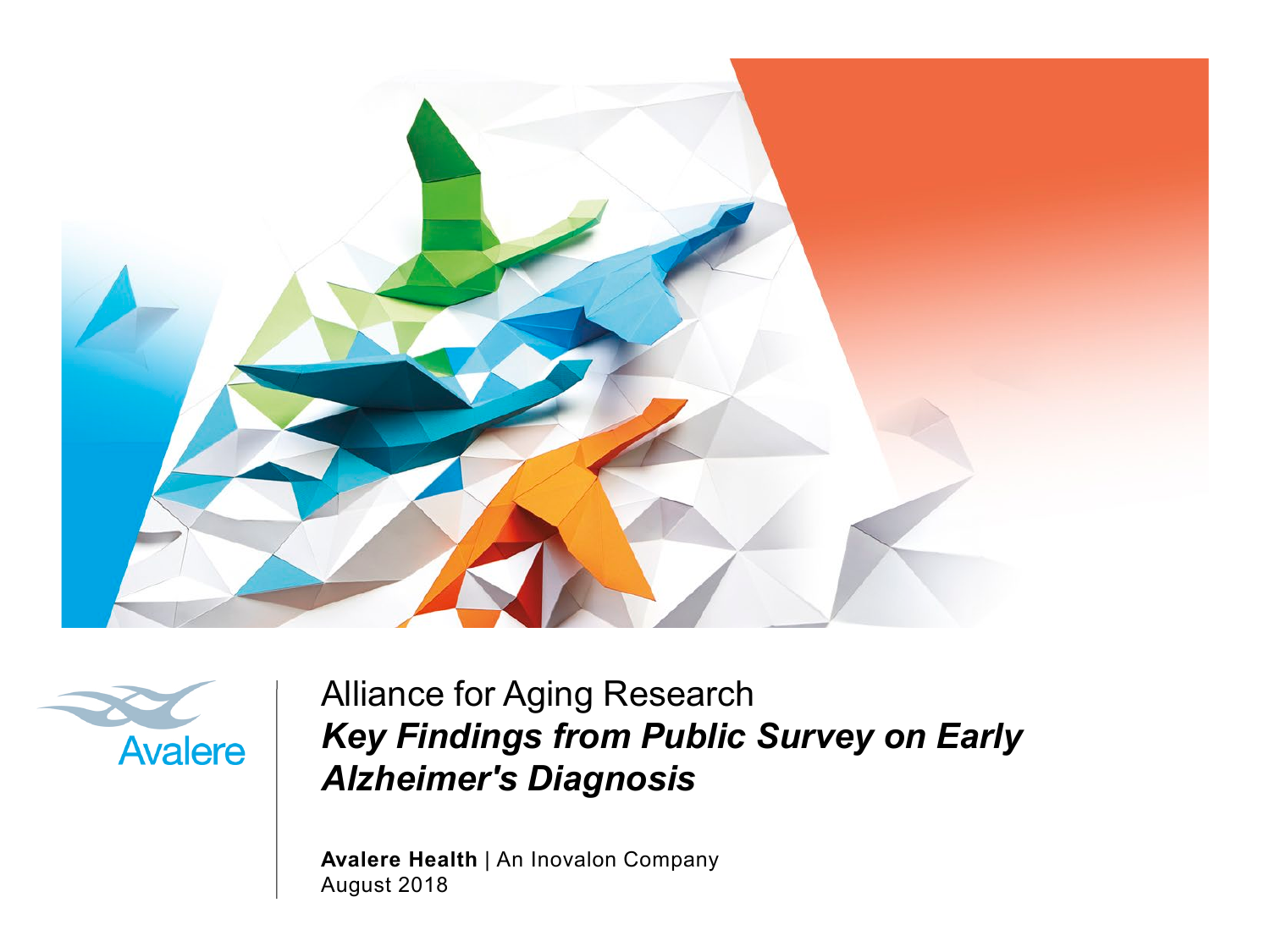Avalere

Alliance for Aging Research

# *Key Findings from Public Survey on Early Alzheimer's Diagnosis*

**Avalere Health** | An Inovalon Company
August 2018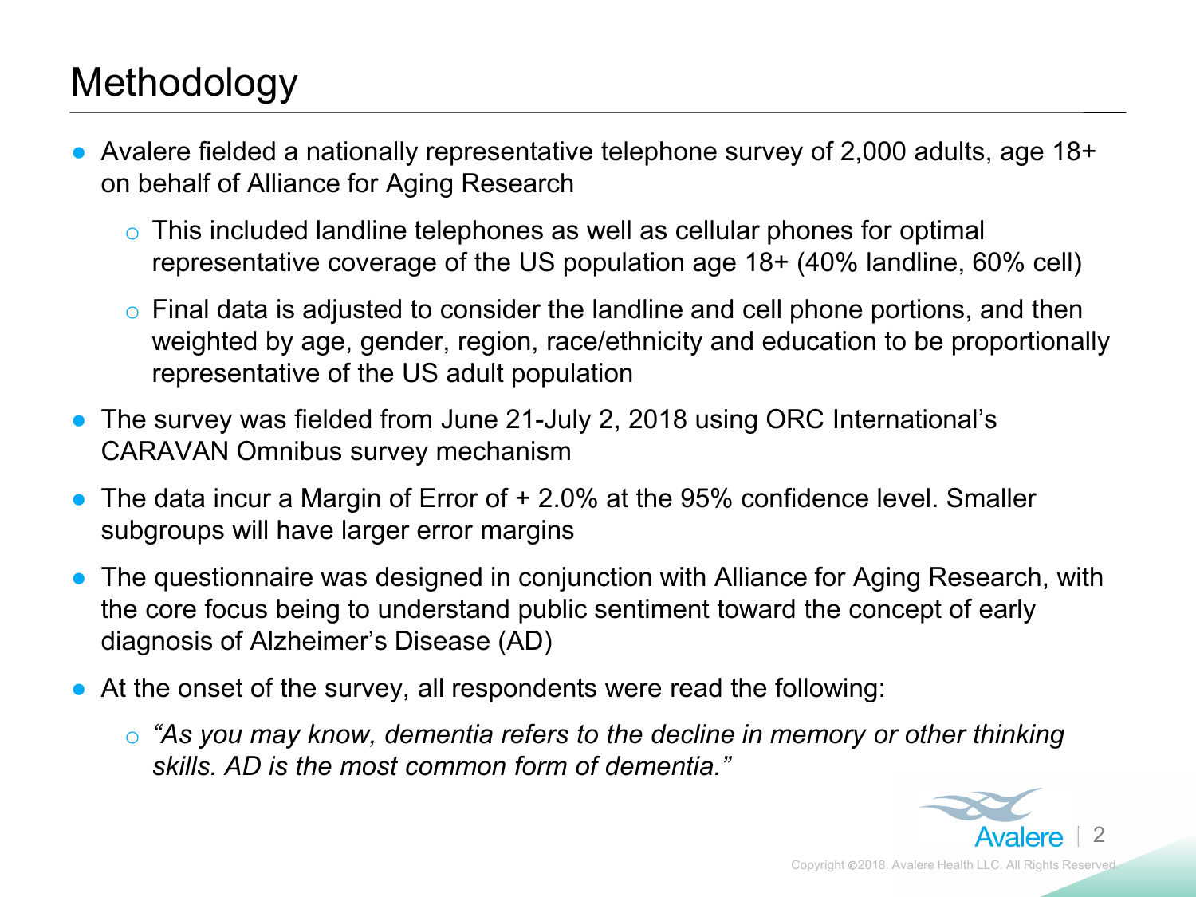# Methodology

- Avalere fielded a nationally representative telephone survey of 2,000 adults, age 18+ on behalf of Alliance for Aging Research
  - This included landline telephones as well as cellular phones for optimal representative coverage of the US population age 18+ (40% landline, 60% cell)
  - Final data is adjusted to consider the landline and cell phone portions, and then weighted by age, gender, region, race/ethnicity and education to be proportionally representative of the US adult population
- The survey was fielded from June 21-July 2, 2018 using ORC International's CARAVAN Omnibus survey mechanism
- The data incur a Margin of Error of + 2.0% at the 95% confidence level. Smaller subgroups will have larger error margins
- The questionnaire was designed in conjunction with Alliance for Aging Research, with the core focus being to understand public sentiment toward the concept of early diagnosis of Alzheimer's Disease (AD)
- At the onset of the survey, all respondents were read the following:
  - *"As you may know, dementia refers to the decline in memory or other thinking skills. AD is the most common form of dementia."*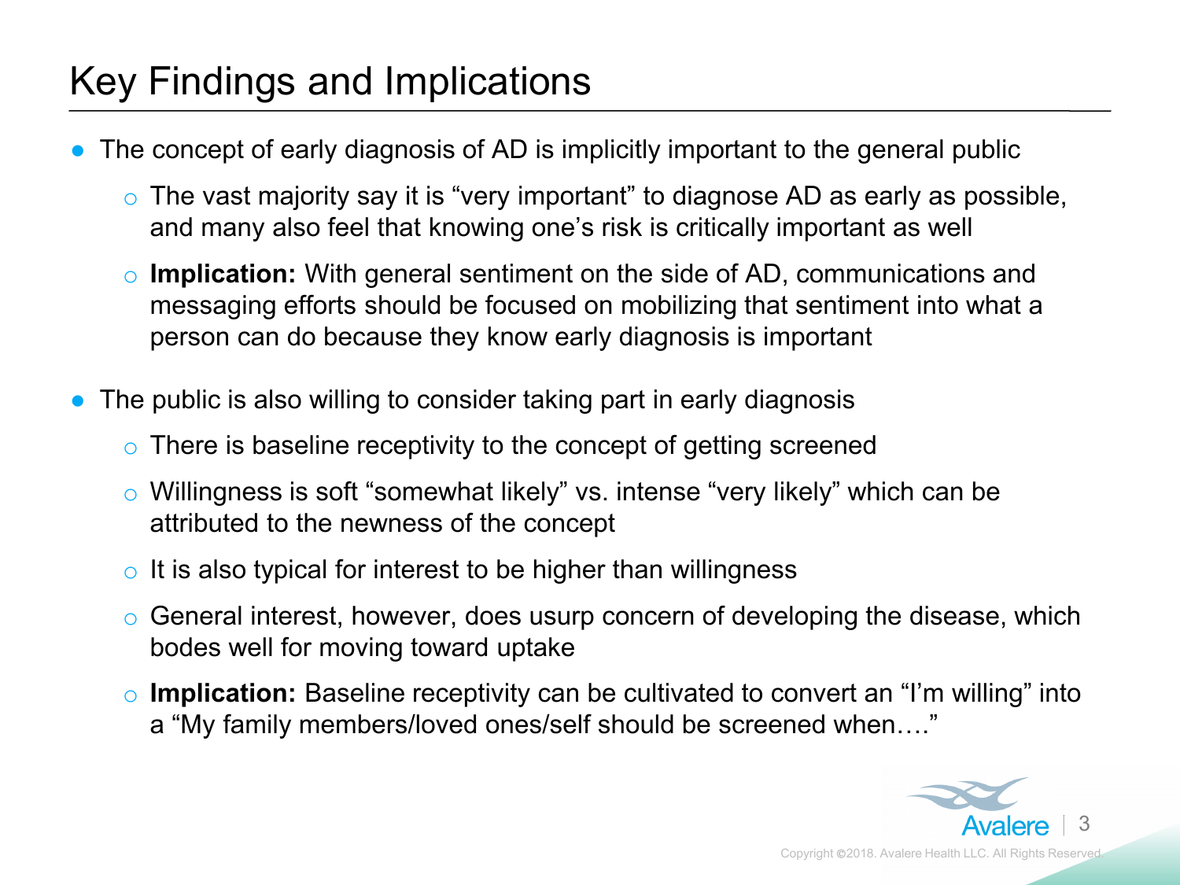# Key Findings and Implications

- The concept of early diagnosis of AD is implicitly important to the general public
  - The vast majority say it is "very important" to diagnose AD as early as possible, and many also feel that knowing one's risk is critically important as well
  - **Implication:** With general sentiment on the side of AD, communications and messaging efforts should be focused on mobilizing that sentiment into what a person can do because they know early diagnosis is important
- The public is also willing to consider taking part in early diagnosis
  - There is baseline receptivity to the concept of getting screened
  - Willingness is soft "somewhat likely" vs. intense "very likely" which can be attributed to the newness of the concept
  - It is also typical for interest to be higher than willingness
  - General interest, however, does usurp concern of developing the disease, which bodes well for moving toward uptake
  - **Implication:** Baseline receptivity can be cultivated to convert an "I'm willing" into a "My family members/loved ones/self should be screened when…."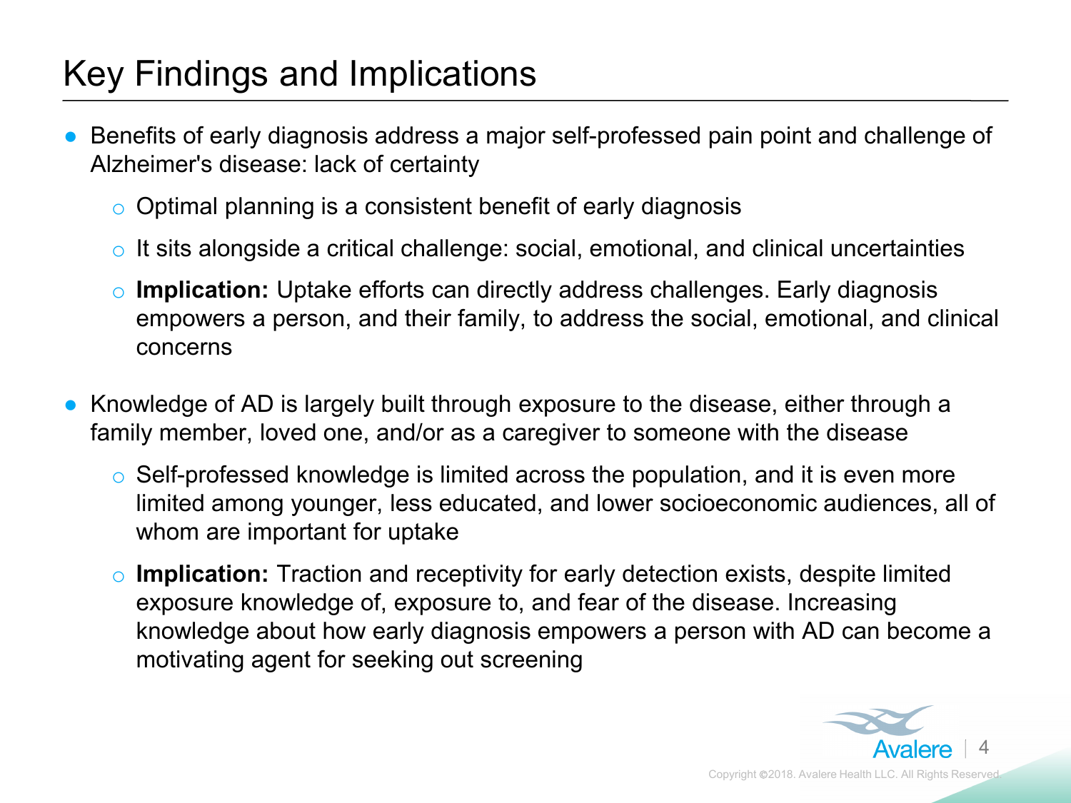# Key Findings and Implications

- Benefits of early diagnosis address a major self-professed pain point and challenge of Alzheimer's disease: lack of certainty
  - Optimal planning is a consistent benefit of early diagnosis
  - It sits alongside a critical challenge: social, emotional, and clinical uncertainties
  - **Implication:** Uptake efforts can directly address challenges. Early diagnosis empowers a person, and their family, to address the social, emotional, and clinical concerns

- Knowledge of AD is largely built through exposure to the disease, either through a family member, loved one, and/or as a caregiver to someone with the disease
  - Self-professed knowledge is limited across the population, and it is even more limited among younger, less educated, and lower socioeconomic audiences, all of whom are important for uptake
  - **Implication:** Traction and receptivity for early detection exists, despite limited exposure knowledge of, exposure to, and fear of the disease. Increasing knowledge about how early diagnosis empowers a person with AD can become a motivating agent for seeking out screening

Copyright ©2018. Avalere Health LLC. All Rights Reserved.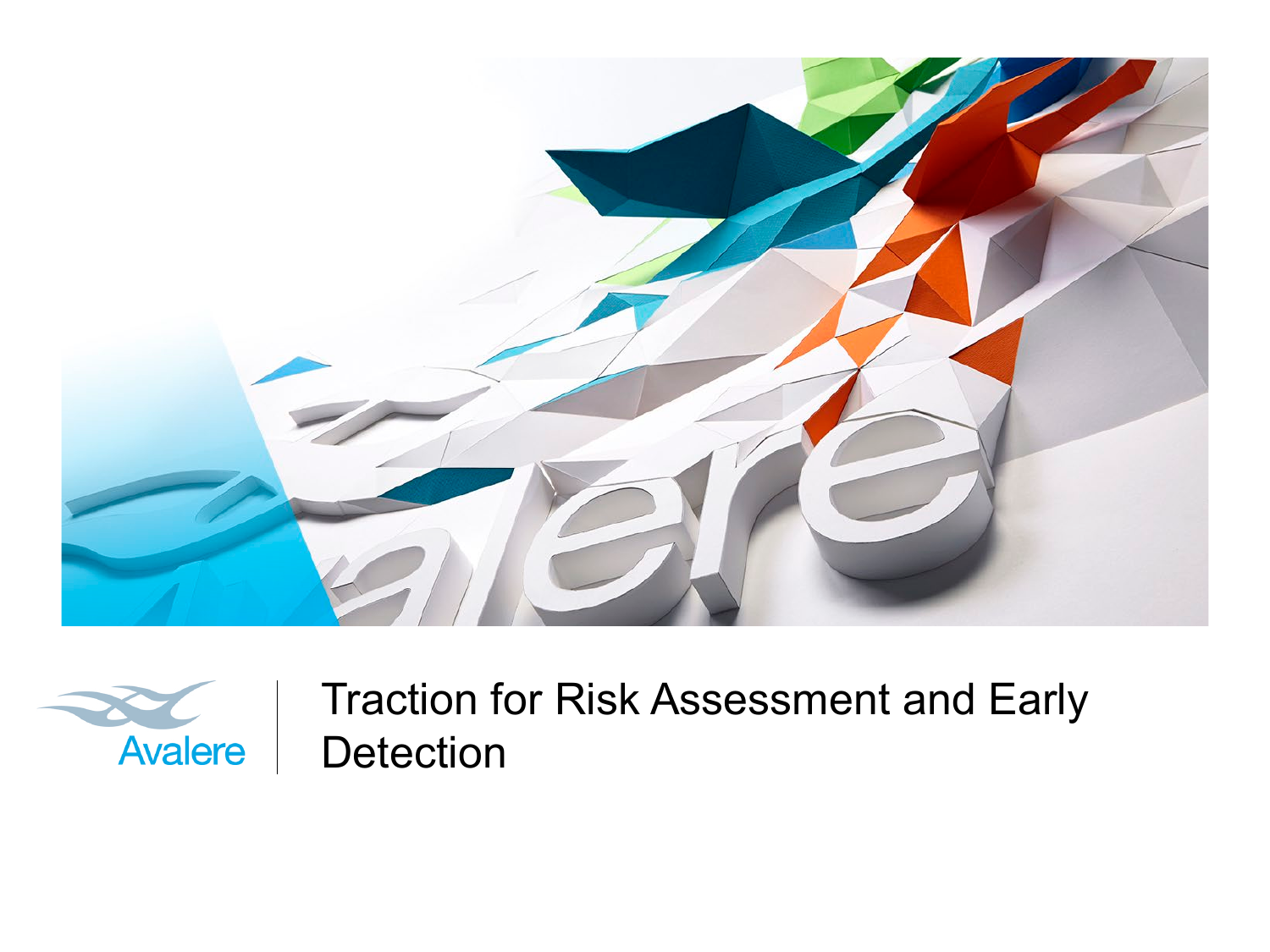# Traction for Risk Assessment and Early Detection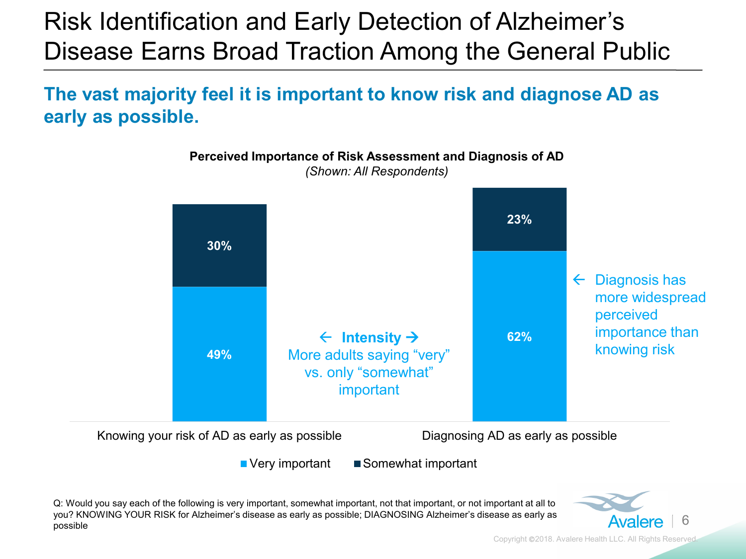# Risk Identification and Early Detection of Alzheimer's Disease Earns Broad Traction Among the General Public

## The vast majority feel it is important to know risk and diagnose AD as early as possible.

**Perceived Importance of Risk Assessment and Diagnosis of AD**
*(Shown: All Respondents)*

| | Very important | Somewhat important |
|---|---|---|
| Knowing your risk of AD as early as possible | 49% | 30% |
| Diagnosing AD as early as possible | 62% | 23% |

← **Intensity** →
More adults saying "very" vs. only "somewhat" important

← Diagnosis has more widespread perceived importance than knowing risk

Q: Would you say each of the following is very important, somewhat important, not that important, or not important at all to you? KNOWING YOUR RISK for Alzheimer's disease as early as possible; DIAGNOSING Alzheimer's disease as early as possible

Copyright ©2018. Avalere Health LLC. All Rights Reserved.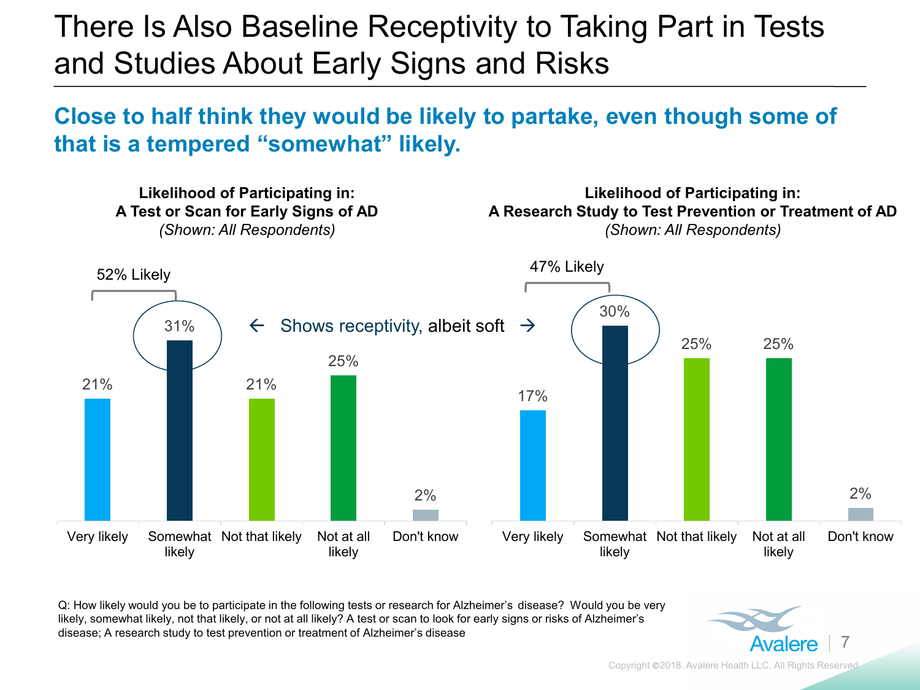# There Is Also Baseline Receptivity to Taking Part in Tests and Studies About Early Signs and Risks

## Close to half think they would be likely to partake, even though some of that is a tempered "somewhat" likely.

**Likelihood of Participating in: A Test or Scan for Early Signs of AD**
*(Shown: All Respondents)*

52% Likely

| Response | % |
|---|---|
| Very likely | 21% |
| Somewhat likely | 31% |
| Not that likely | 21% |
| Not at all likely | 25% |
| Don't know | 2% |

← Shows receptivity, albeit soft →

**Likelihood of Participating in: A Research Study to Test Prevention or Treatment of AD**
*(Shown: All Respondents)*

47% Likely

| Response | % |
|---|---|
| Very likely | 17% |
| Somewhat likely | 30% |
| Not that likely | 25% |
| Not at all likely | 25% |
| Don't know | 2% |

Q: How likely would you be to participate in the following tests or research for Alzheimer's disease? Would you be very likely, somewhat likely, not that likely, or not at all likely? A test or scan to look for early signs or risks of Alzheimer's disease; A research study to test prevention or treatment of Alzheimer's disease

Copyright ©2018. Avalere Health LLC. All Rights Reserved.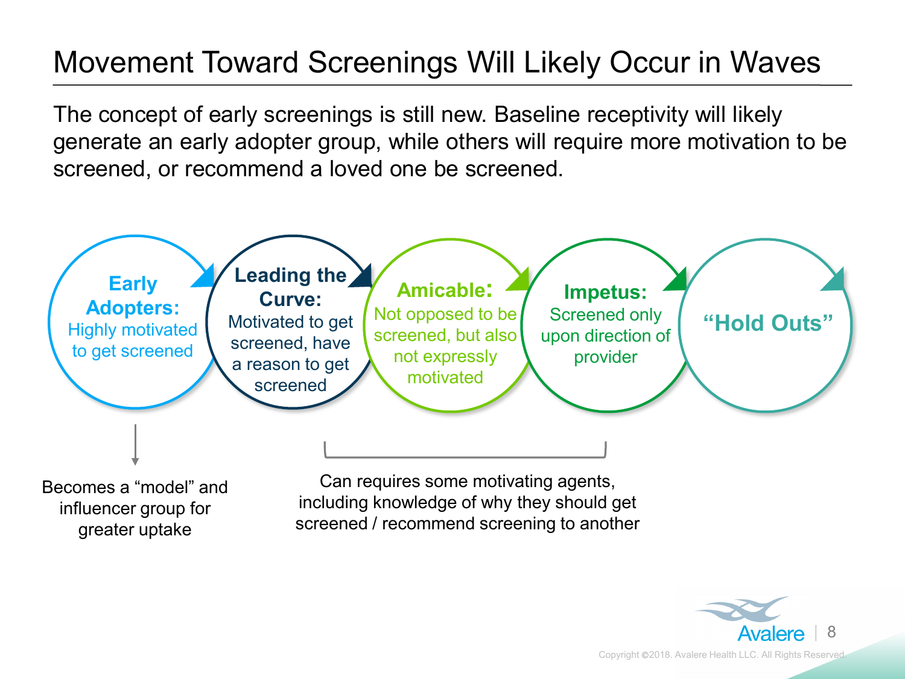# Movement Toward Screenings Will Likely Occur in Waves

The concept of early screenings is still new. Baseline receptivity will likely generate an early adopter group, while others will require more motivation to be screened, or recommend a loved one be screened.

- **Early Adopters:** Highly motivated to get screened
- **Leading the Curve:** Motivated to get screened, have a reason to get screened
- **Amicable:** Not opposed to be screened, but also not expressly motivated
- **Impetus:** Screened only upon direction of provider
- **"Hold Outs"**

Early Adopters: Becomes a "model" and influencer group for greater uptake

Leading the Curve, Amicable, Impetus: Can requires some motivating agents, including knowledge of why they should get screened / recommend screening to another

Copyright ©2018. Avalere Health LLC. All Rights Reserved.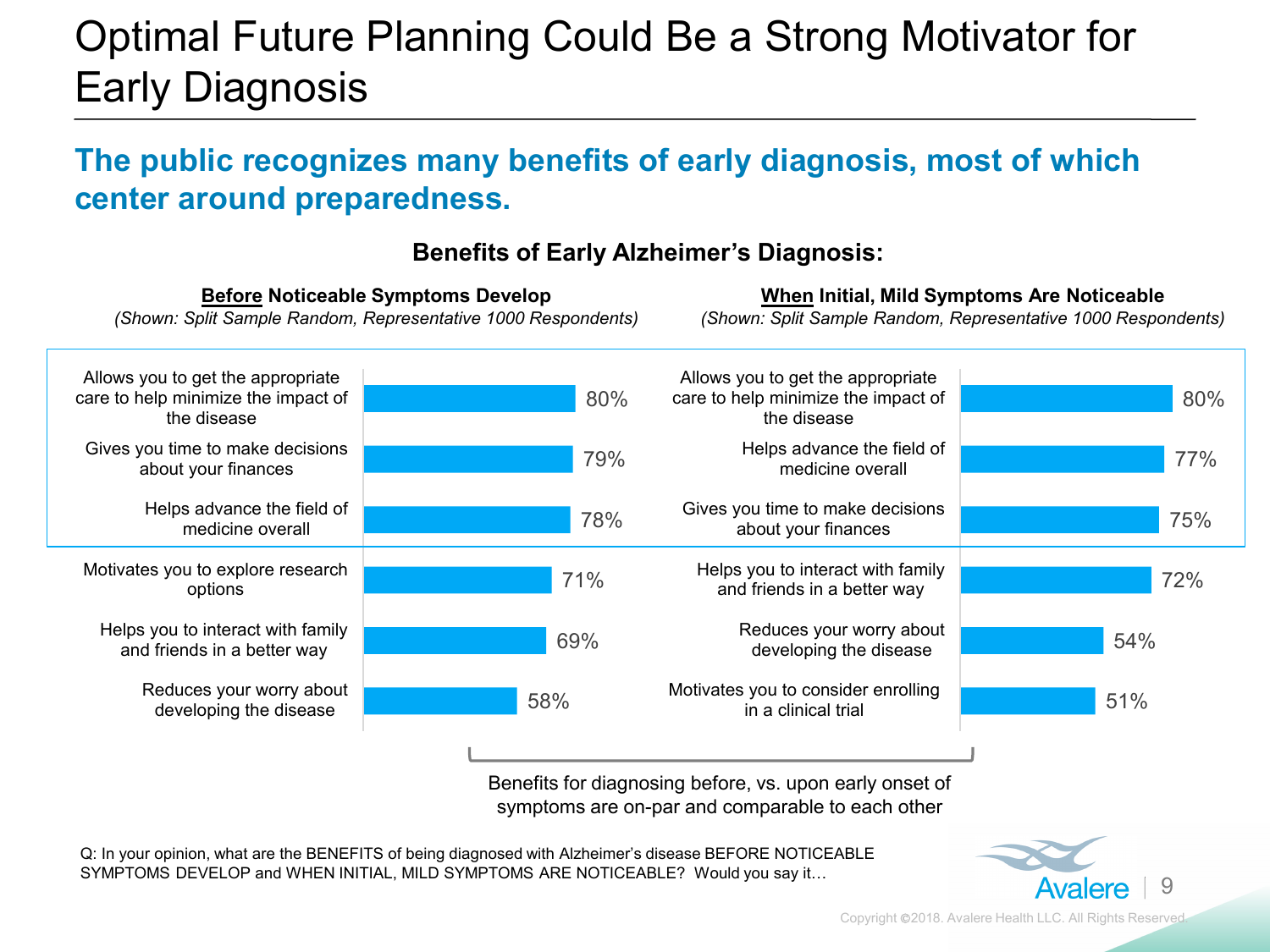# Optimal Future Planning Could Be a Strong Motivator for Early Diagnosis

## The public recognizes many benefits of early diagnosis, most of which center around preparedness.

### Benefits of Early Alzheimer's Diagnosis:

**Before Noticeable Symptoms Develop**
*(Shown: Split Sample Random, Representative 1000 Respondents)*

| Benefit | % |
|---|---|
| Allows you to get the appropriate care to help minimize the impact of the disease | 80% |
| Gives you time to make decisions about your finances | 79% |
| Helps advance the field of medicine overall | 78% |
| Motivates you to explore research options | 71% |
| Helps you to interact with family and friends in a better way | 69% |
| Reduces your worry about developing the disease | 58% |

**When Initial, Mild Symptoms Are Noticeable**
*(Shown: Split Sample Random, Representative 1000 Respondents)*

| Benefit | % |
|---|---|
| Allows you to get the appropriate care to help minimize the impact of the disease | 80% |
| Helps advance the field of medicine overall | 77% |
| Gives you time to make decisions about your finances | 75% |
| Helps you to interact with family and friends in a better way | 72% |
| Reduces your worry about developing the disease | 54% |
| Motivates you to consider enrolling in a clinical trial | 51% |

Benefits for diagnosing before, vs. upon early onset of symptoms are on-par and comparable to each other

Q: In your opinion, what are the BENEFITS of being diagnosed with Alzheimer's disease BEFORE NOTICEABLE SYMPTOMS DEVELOP and WHEN INITIAL, MILD SYMPTOMS ARE NOTICEABLE? Would you say it…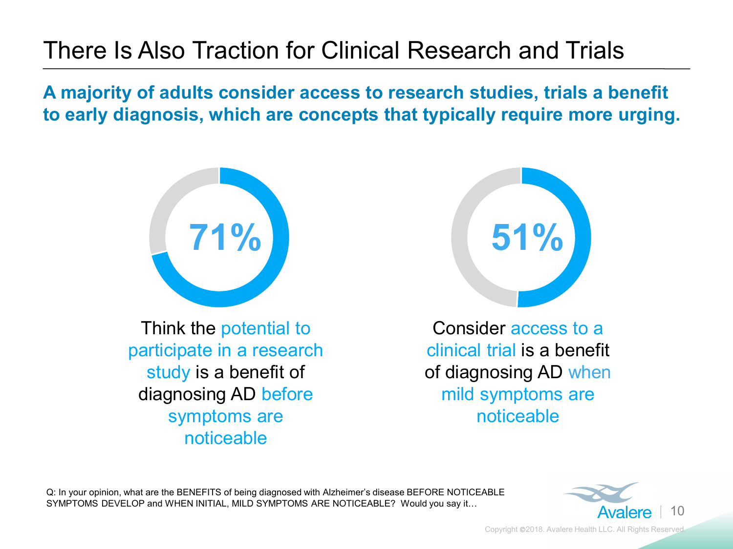# There Is Also Traction for Clinical Research and Trials

**A majority of adults consider access to research studies, trials a benefit to early diagnosis, which are concepts that typically require more urging.**

**71%**

Think the potential to participate in a research study is a benefit of diagnosing AD before symptoms are noticeable

**51%**

Consider access to a clinical trial is a benefit of diagnosing AD when mild symptoms are noticeable

Q: In your opinion, what are the BENEFITS of being diagnosed with Alzheimer's disease BEFORE NOTICEABLE SYMPTOMS DEVELOP and WHEN INITIAL, MILD SYMPTOMS ARE NOTICEABLE? Would you say it…

Copyright ©2018. Avalere Health LLC. All Rights Reserved.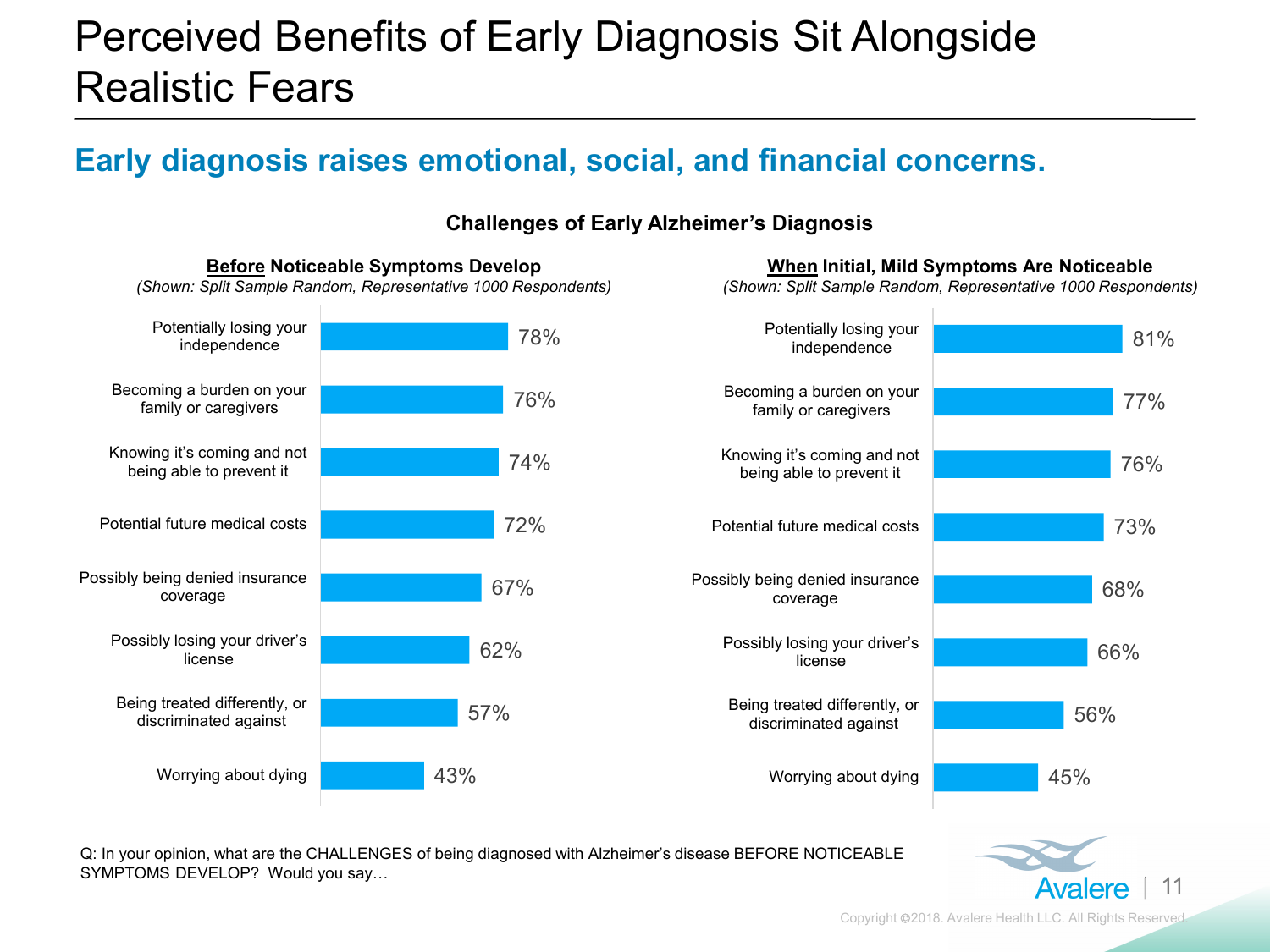# Perceived Benefits of Early Diagnosis Sit Alongside Realistic Fears

## Early diagnosis raises emotional, social, and financial concerns.

### Challenges of Early Alzheimer's Diagnosis

**Before Noticeable Symptoms Develop**
*(Shown: Split Sample Random, Representative 1000 Respondents)*

| Challenge | % |
|---|---|
| Potentially losing your independence | 78% |
| Becoming a burden on your family or caregivers | 76% |
| Knowing it's coming and not being able to prevent it | 74% |
| Potential future medical costs | 72% |
| Possibly being denied insurance coverage | 67% |
| Possibly losing your driver's license | 62% |
| Being treated differently, or discriminated against | 57% |
| Worrying about dying | 43% |

**When Initial, Mild Symptoms Are Noticeable**
*(Shown: Split Sample Random, Representative 1000 Respondents)*

| Challenge | % |
|---|---|
| Potentially losing your independence | 81% |
| Becoming a burden on your family or caregivers | 77% |
| Knowing it's coming and not being able to prevent it | 76% |
| Potential future medical costs | 73% |
| Possibly being denied insurance coverage | 68% |
| Possibly losing your driver's license | 66% |
| Being treated differently, or discriminated against | 56% |
| Worrying about dying | 45% |

Q: In your opinion, what are the CHALLENGES of being diagnosed with Alzheimer's disease BEFORE NOTICEABLE SYMPTOMS DEVELOP? Would you say…

Copyright ©2018. Avalere Health LLC. All Rights Reserved.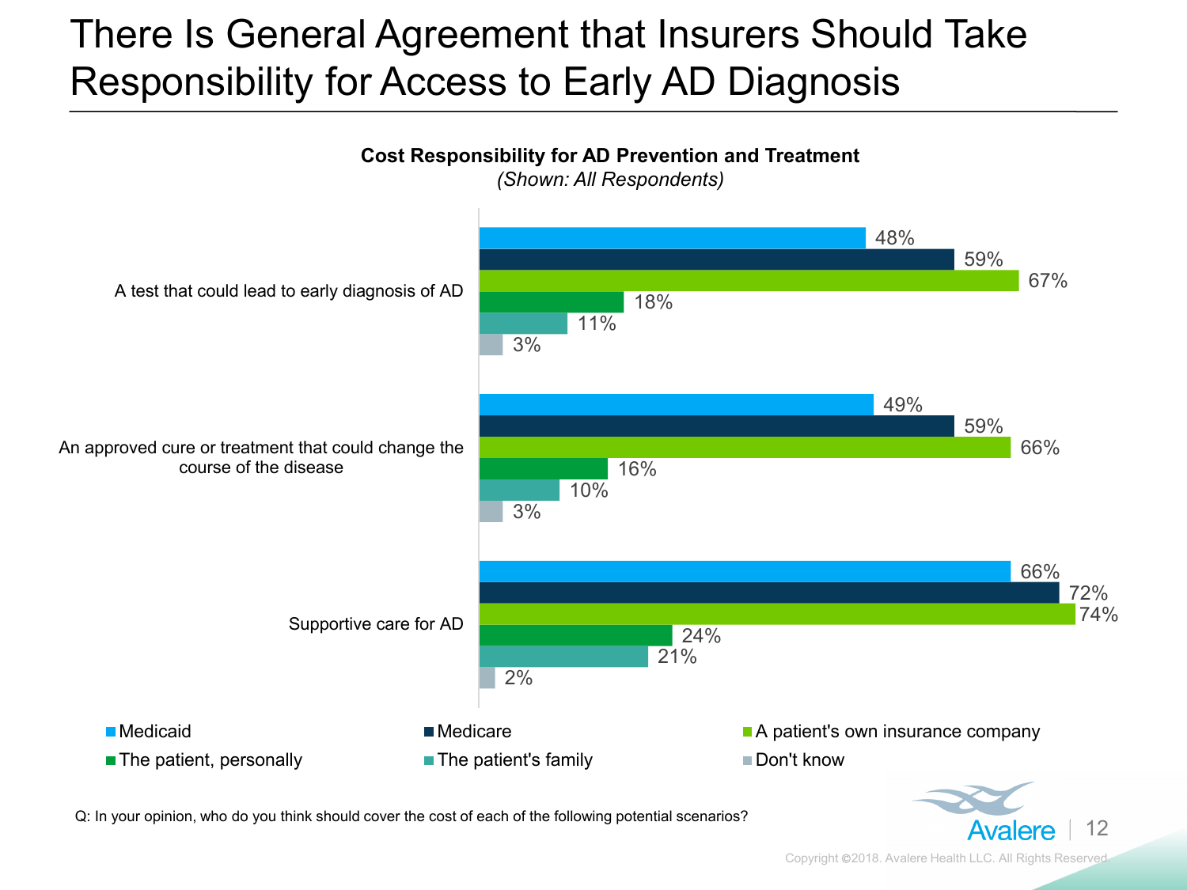# There Is General Agreement that Insurers Should Take Responsibility for Access to Early AD Diagnosis

**Cost Responsibility for AD Prevention and Treatment**

*(Shown: All Respondents)*

| | Medicaid | Medicare | A patient's own insurance company | The patient, personally | The patient's family | Don't know |
|---|---|---|---|---|---|---|
| A test that could lead to early diagnosis of AD | 48% | 59% | 67% | 18% | 11% | 3% |
| An approved cure or treatment that could change the course of the disease | 49% | 59% | 66% | 16% | 10% | 3% |
| Supportive care for AD | 66% | 72% | 74% | 24% | 21% | 2% |

Q: In your opinion, who do you think should cover the cost of each of the following potential scenarios?

Copyright ©2018. Avalere Health LLC. All Rights Reserved.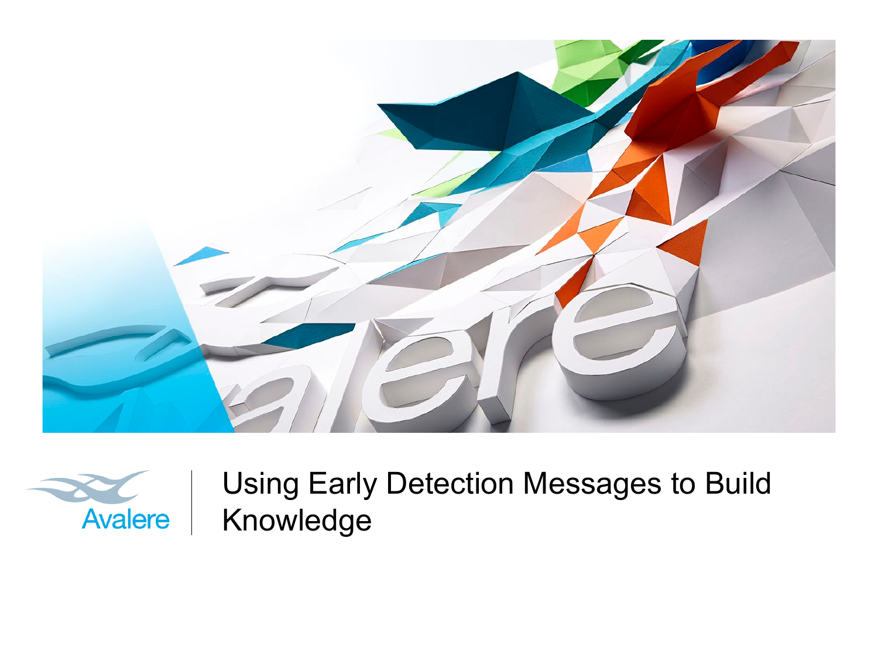# Using Early Detection Messages to Build Knowledge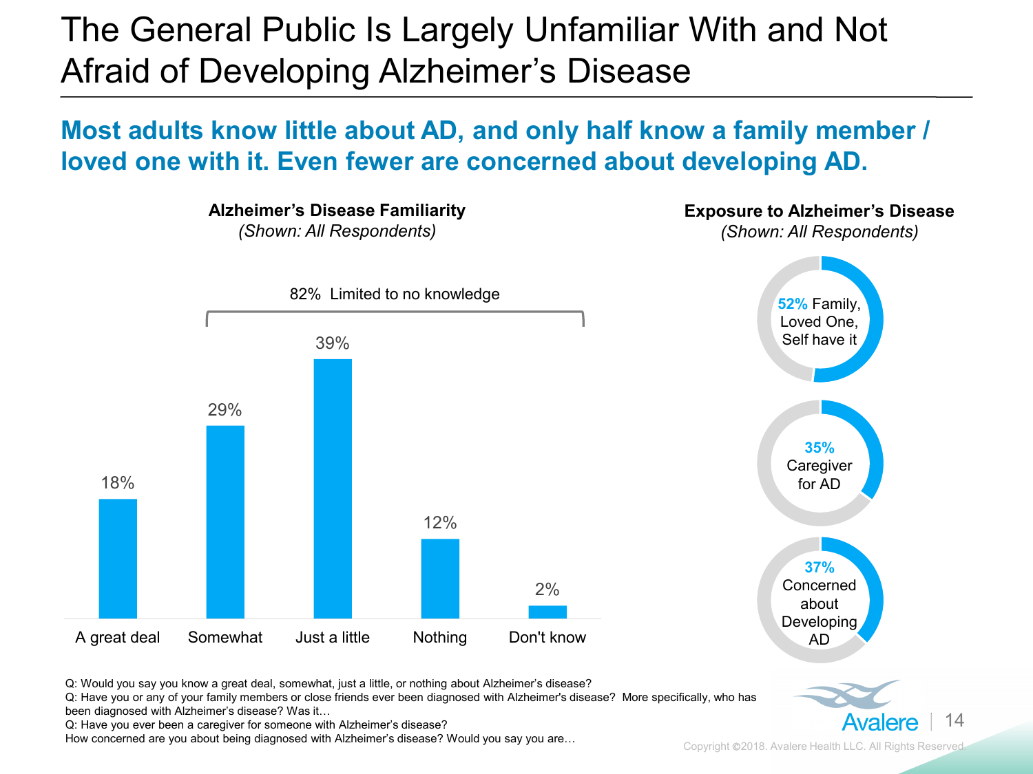# The General Public Is Largely Unfamiliar With and Not Afraid of Developing Alzheimer's Disease

## Most adults know little about AD, and only half know a family member / loved one with it. Even fewer are concerned about developing AD.

**Alzheimer's Disease Familiarity**
*(Shown: All Respondents)*

82% Limited to no knowledge

| Response | Percentage |
|---|---|
| A great deal | 18% |
| Somewhat | 29% |
| Just a little | 39% |
| Nothing | 12% |
| Don't know | 2% |

**Exposure to Alzheimer's Disease**
*(Shown: All Respondents)*

- 52% Family, Loved One, Self have it
- 35% Caregiver for AD
- 37% Concerned about Developing AD

Q: Would you say you know a great deal, somewhat, just a little, or nothing about Alzheimer's disease?
Q: Have you or any of your family members or close friends ever been diagnosed with Alzheimer's disease? More specifically, who has been diagnosed with Alzheimer's disease? Was it…
Q: Have you ever been a caregiver for someone with Alzheimer's disease?
How concerned are you about being diagnosed with Alzheimer's disease? Would you say you are…

Copyright ©2018. Avalere Health LLC. All Rights Reserved.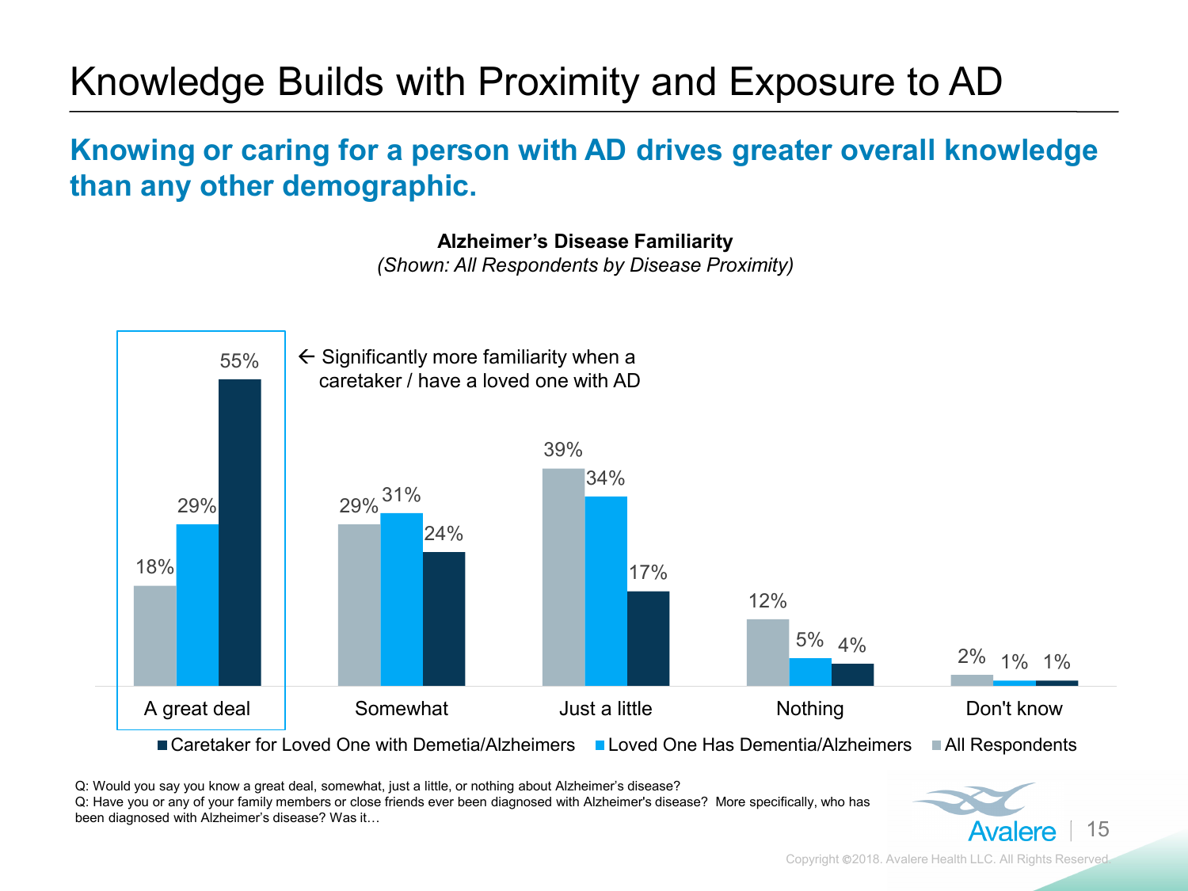# Knowledge Builds with Proximity and Exposure to AD

## Knowing or caring for a person with AD drives greater overall knowledge than any other demographic.

**Alzheimer's Disease Familiarity**
*(Shown: All Respondents by Disease Proximity)*

← Significantly more familiarity when a caretaker / have a loved one with AD

| | All Respondents | Loved One Has Dementia/Alzheimers | Caretaker for Loved One with Demetia/Alzheimers |
|---|---|---|---|
| A great deal | 18% | 29% | 55% |
| Somewhat | 29% | 31% | 24% |
| Just a little | 39% | 34% | 17% |
| Nothing | 12% | 5% | 4% |
| Don't know | 2% | 1% | 1% |

Q: Would you say you know a great deal, somewhat, just a little, or nothing about Alzheimer's disease?
Q: Have you or any of your family members or close friends ever been diagnosed with Alzheimer's disease? More specifically, who has been diagnosed with Alzheimer's disease? Was it…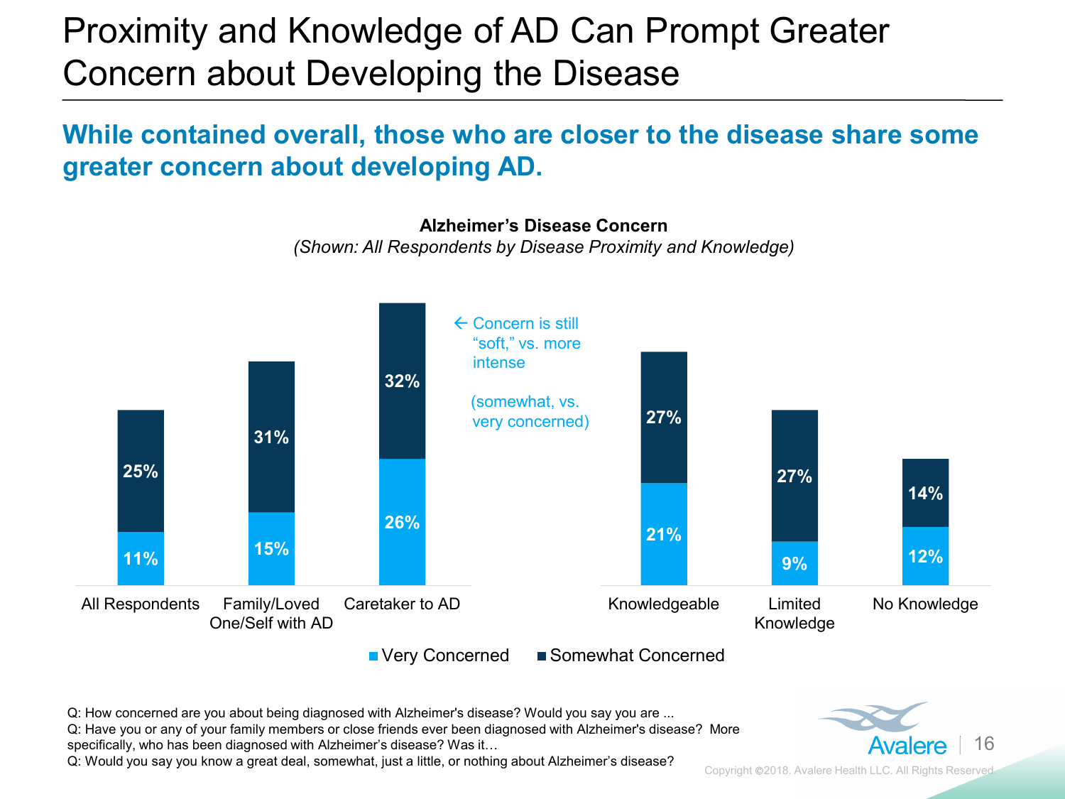# Proximity and Knowledge of AD Can Prompt Greater Concern about Developing the Disease

## While contained overall, those who are closer to the disease share some greater concern about developing AD.

**Alzheimer's Disease Concern**

*(Shown: All Respondents by Disease Proximity and Knowledge)*

| | Very Concerned | Somewhat Concerned |
|---|---|---|
| All Respondents | 11% | 25% |
| Family/Loved One/Self with AD | 15% | 31% |
| Caretaker to AD | 26% | 32% |
| Knowledgeable | 21% | 27% |
| Limited Knowledge | 9% | 27% |
| No Knowledge | 12% | 14% |

← Concern is still "soft," vs. more intense

(somewhat, vs. very concerned)

Q: How concerned are you about being diagnosed with Alzheimer's disease? Would you say you are ...
Q: Have you or any of your family members or close friends ever been diagnosed with Alzheimer's disease? More specifically, who has been diagnosed with Alzheimer's disease? Was it…
Q: Would you say you know a great deal, somewhat, just a little, or nothing about Alzheimer's disease?

Copyright ©2018. Avalere Health LLC. All Rights Reserved.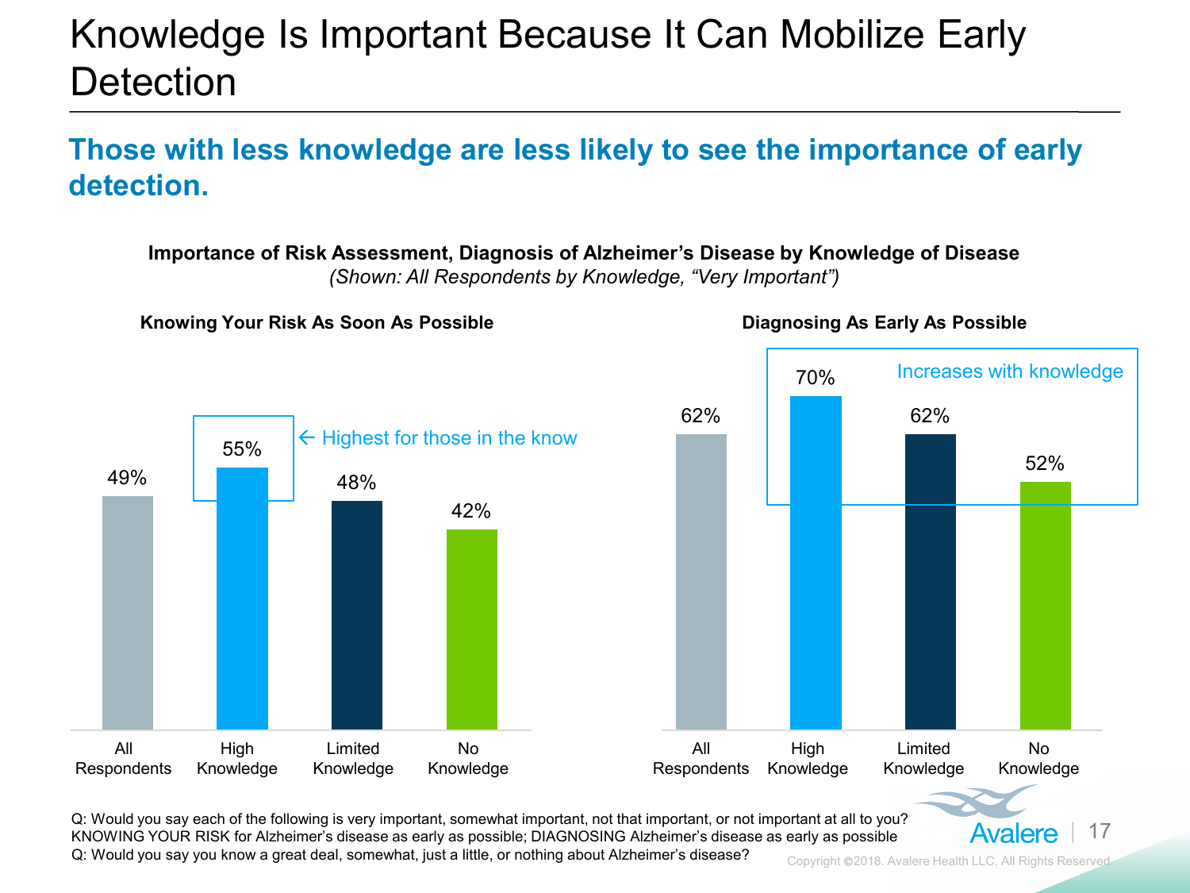# Knowledge Is Important Because It Can Mobilize Early Detection

## Those with less knowledge are less likely to see the importance of early detection.

**Importance of Risk Assessment, Diagnosis of Alzheimer's Disease by Knowledge of Disease**
*(Shown: All Respondents by Knowledge, "Very Important")*

**Knowing Your Risk As Soon As Possible**

| All Respondents | High Knowledge | Limited Knowledge | No Knowledge |
|---|---|---|---|
| 49% | 55% | 48% | 42% |

← Highest for those in the know

**Diagnosing As Early As Possible**

| All Respondents | High Knowledge | Limited Knowledge | No Knowledge |
|---|---|---|---|
| 62% | 70% | 62% | 52% |

Increases with knowledge

Q: Would you say each of the following is very important, somewhat important, not that important, or not important at all to you? KNOWING YOUR RISK for Alzheimer's disease as early as possible; DIAGNOSING Alzheimer's disease as early as possible
Q: Would you say you know a great deal, somewhat, just a little, or nothing about Alzheimer's disease?

Avalere

Copyright ©2018. Avalere Health LLC. All Rights Reserved.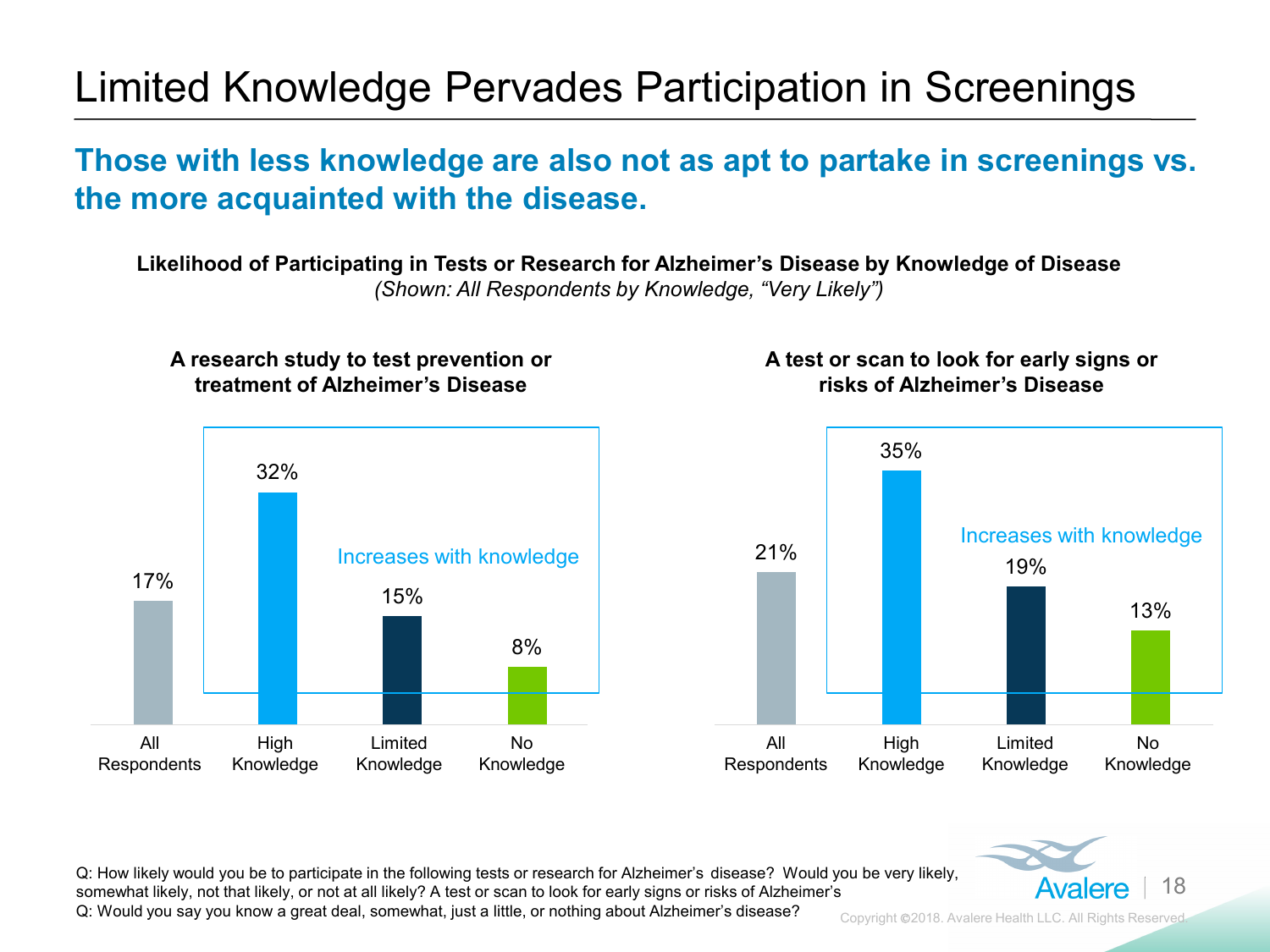# Limited Knowledge Pervades Participation in Screenings

## Those with less knowledge are also not as apt to partake in screenings vs. the more acquainted with the disease.

**Likelihood of Participating in Tests or Research for Alzheimer's Disease by Knowledge of Disease**
*(Shown: All Respondents by Knowledge, "Very Likely")*

**A research study to test prevention or treatment of Alzheimer's Disease**

| All Respondents | High Knowledge | Limited Knowledge | No Knowledge |
|---|---|---|---|
| 17% | 32% | 15% | 8% |

Increases with knowledge

**A test or scan to look for early signs or risks of Alzheimer's Disease**

| All Respondents | High Knowledge | Limited Knowledge | No Knowledge |
|---|---|---|---|
| 21% | 35% | 19% | 13% |

Increases with knowledge

Q: How likely would you be to participate in the following tests or research for Alzheimer's disease? Would you be very likely, somewhat likely, not that likely, or not at all likely? A test or scan to look for early signs or risks of Alzheimer's
Q: Would you say you know a great deal, somewhat, just a little, or nothing about Alzheimer's disease?

Copyright ©2018. Avalere Health LLC. All Rights Reserved.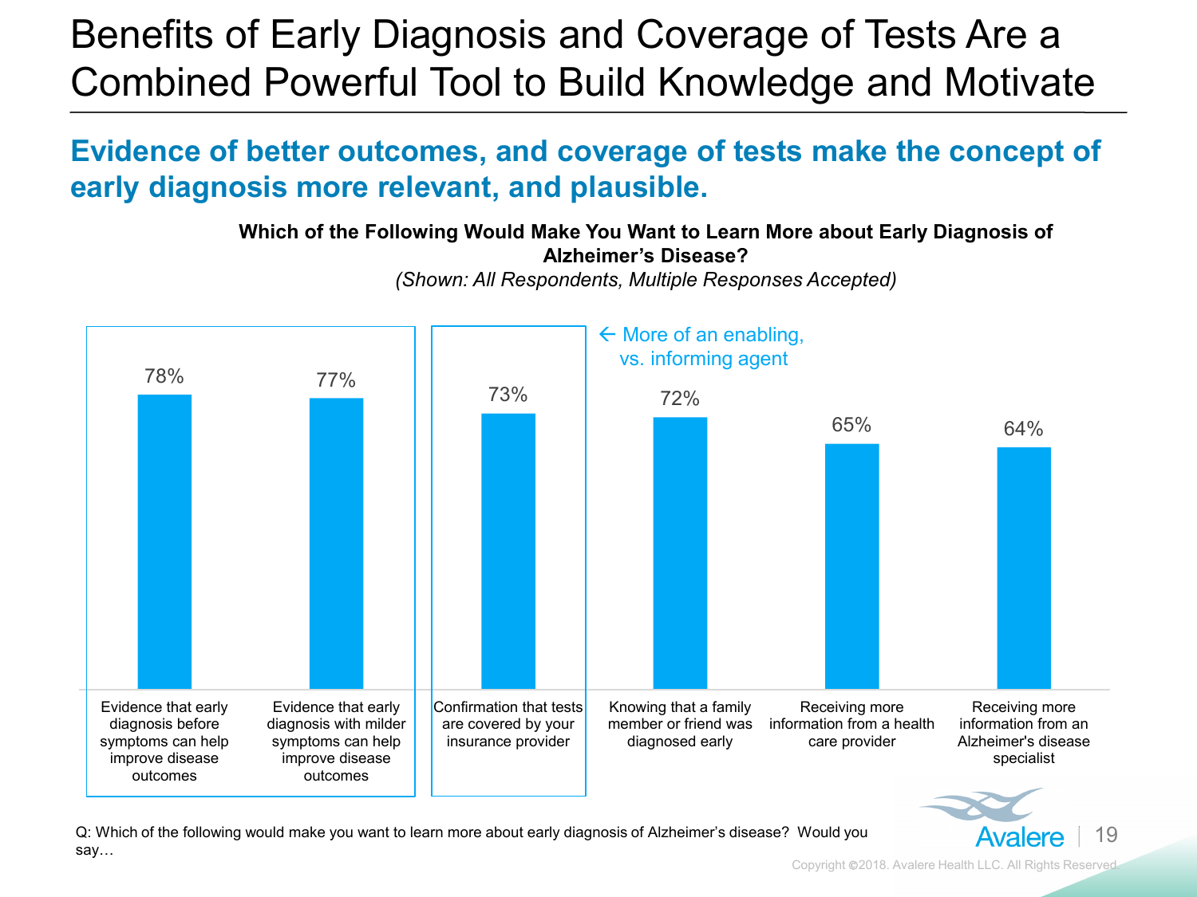# Benefits of Early Diagnosis and Coverage of Tests Are a Combined Powerful Tool to Build Knowledge and Motivate

## Evidence of better outcomes, and coverage of tests make the concept of early diagnosis more relevant, and plausible.

**Which of the Following Would Make You Want to Learn More about Early Diagnosis of Alzheimer's Disease?**

*(Shown: All Respondents, Multiple Responses Accepted)*

| Response | Percentage |
| --- | --- |
| Evidence that early diagnosis before symptoms can help improve disease outcomes | 78% |
| Evidence that early diagnosis with milder symptoms can help improve disease outcomes | 77% |
| Confirmation that tests are covered by your insurance provider | 73% |
| Knowing that a family member or friend was diagnosed early | 72% |
| Receiving more information from a health care provider | 65% |
| Receiving more information from an Alzheimer's disease specialist | 64% |

← More of an enabling, vs. informing agent

Q: Which of the following would make you want to learn more about early diagnosis of Alzheimer's disease? Would you say…

Copyright ©2018. Avalere Health LLC. All Rights Reserved.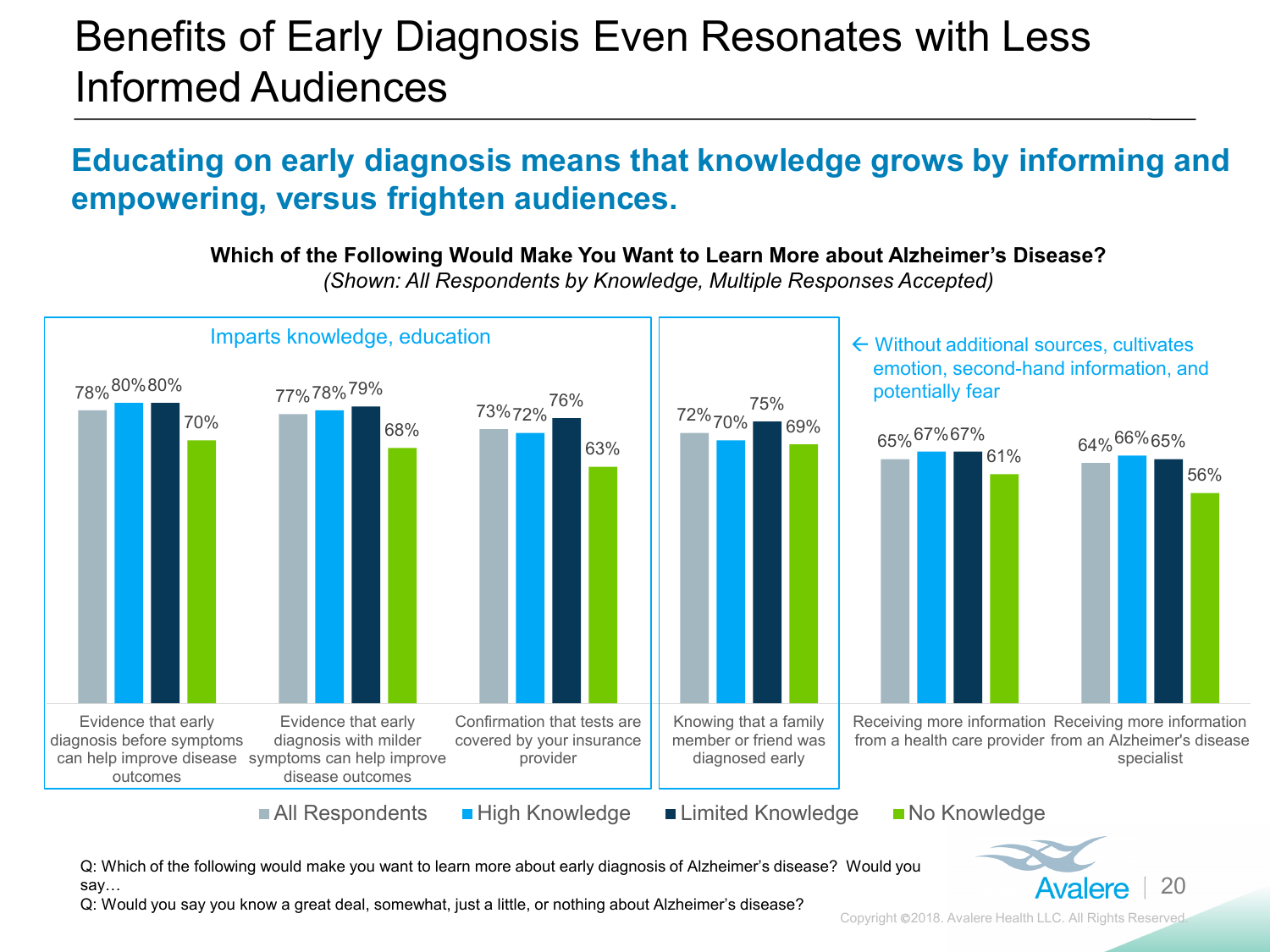# Benefits of Early Diagnosis Even Resonates with Less Informed Audiences

## Educating on early diagnosis means that knowledge grows by informing and empowering, versus frighten audiences.

**Which of the Following Would Make You Want to Learn More about Alzheimer's Disease?**
*(Shown: All Respondents by Knowledge, Multiple Responses Accepted)*

| Group | Item | All Respondents | High Knowledge | Limited Knowledge | No Knowledge |
|---|---|---|---|---|---|
| Imparts knowledge, education | Evidence that early diagnosis before symptoms can help improve disease outcomes | 78% | 80% | 80% | 70% |
| Imparts knowledge, education | Evidence that early diagnosis with milder symptoms can help improve disease outcomes | 77% | 78% | 79% | 68% |
| Imparts knowledge, education | Confirmation that tests are covered by your insurance provider | 73% | 72% | 76% | 63% |
| ← Without additional sources, cultivates emotion, second-hand information, and potentially fear | Knowing that a family member or friend was diagnosed early | 72% | 70% | 75% | 69% |
| | Receiving more information from a health care provider | 65% | 67% | 67% | 61% |
| | Receiving more information from an Alzheimer's disease specialist | 64% | 66% | 65% | 56% |

Q: Which of the following would make you want to learn more about early diagnosis of Alzheimer's disease? Would you say…
Q: Would you say you know a great deal, somewhat, just a little, or nothing about Alzheimer's disease?

Copyright ©2018. Avalere Health LLC. All Rights Reserved.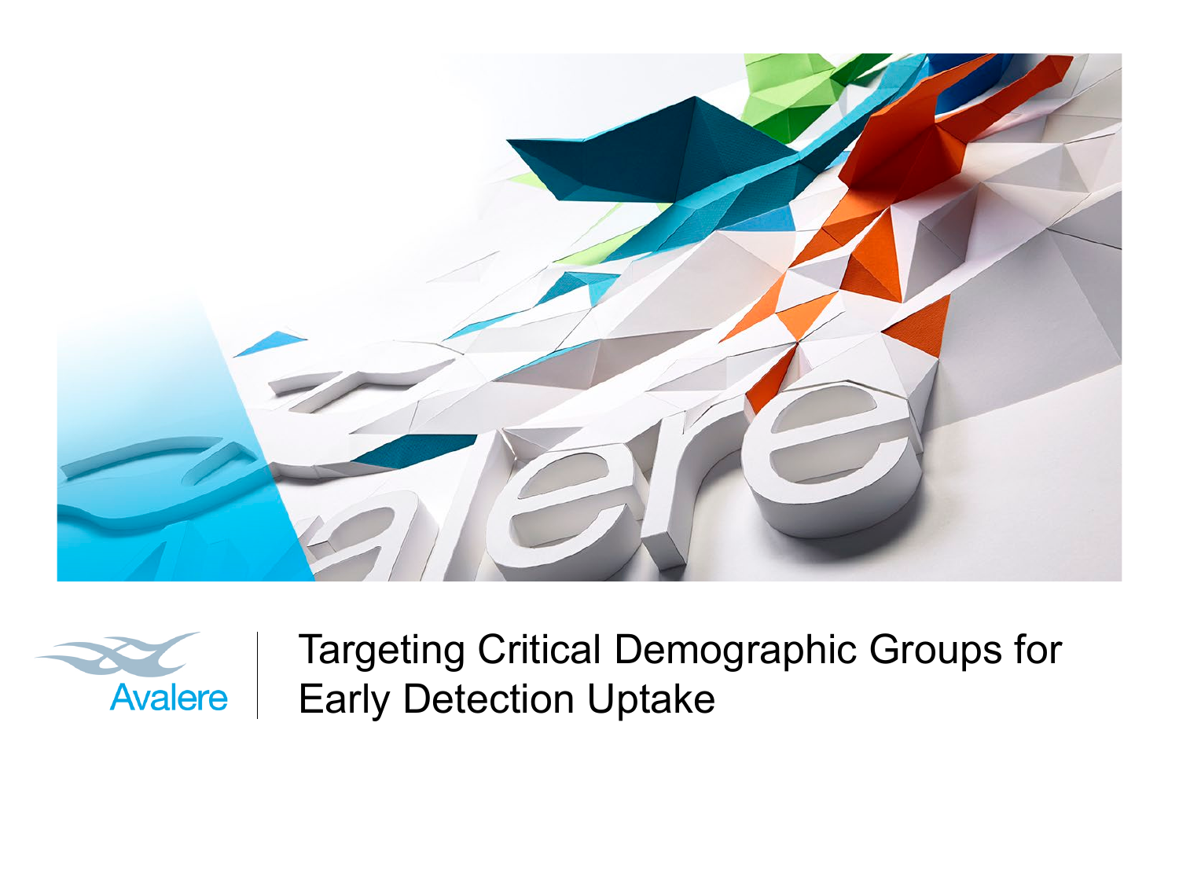# Targeting Critical Demographic Groups for Early Detection Uptake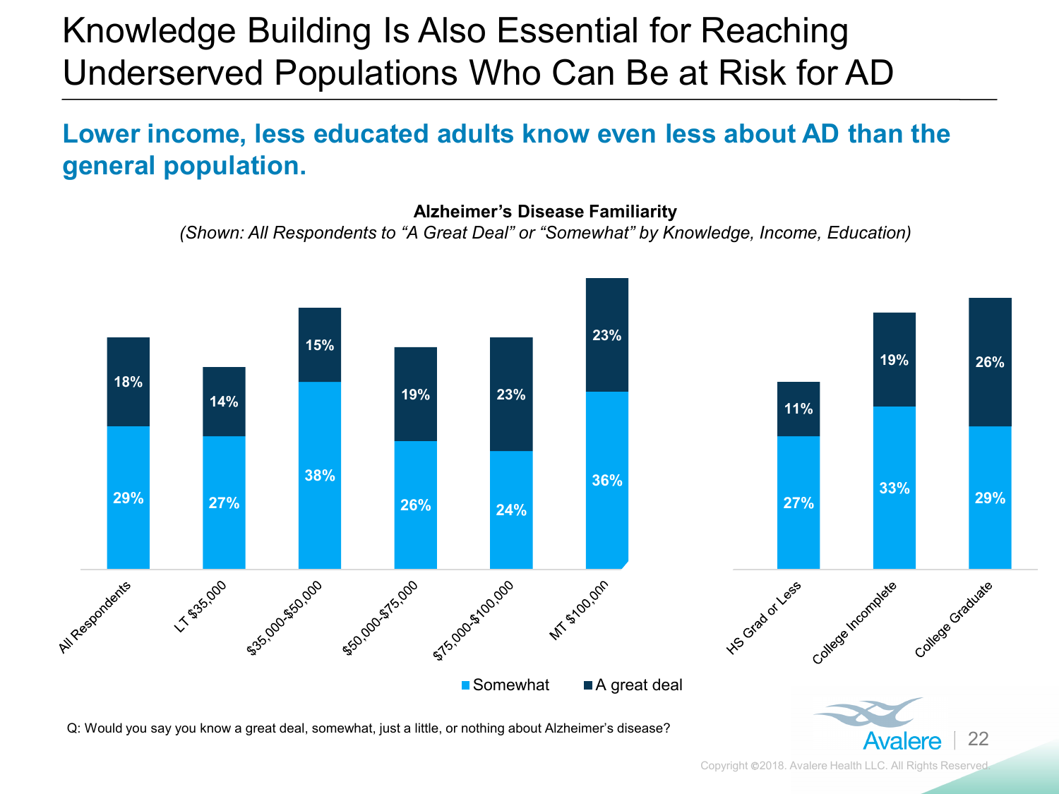# Knowledge Building Is Also Essential for Reaching Underserved Populations Who Can Be at Risk for AD

## Lower income, less educated adults know even less about AD than the general population.

**Alzheimer's Disease Familiarity**

*(Shown: All Respondents to "A Great Deal" or "Somewhat" by Knowledge, Income, Education)*

| | Somewhat | A great deal |
|---|---|---|
| All Respondents | 29% | 18% |
| LT $35,000 | 27% | 14% |
| $35,000-$50,000 | 38% | 15% |
| $50,000-$75,000 | 26% | 19% |
| $75,000-$100,000 | 24% | 23% |
| MT $100,000 | 36% | 23% |

| | Somewhat | A great deal |
|---|---|---|
| HS Grad or Less | 27% | 11% |
| College Incomplete | 33% | 19% |
| College Graduate | 29% | 26% |

Q: Would you say you know a great deal, somewhat, just a little, or nothing about Alzheimer's disease?

Copyright ©2018. Avalere Health LLC. All Rights Reserved.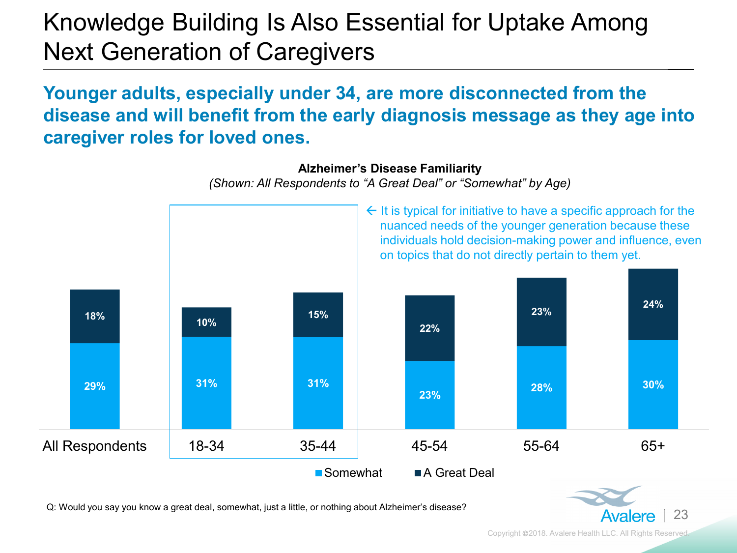# Knowledge Building Is Also Essential for Uptake Among Next Generation of Caregivers

**Younger adults, especially under 34, are more disconnected from the disease and will benefit from the early diagnosis message as they age into caregiver roles for loved ones.**

**Alzheimer's Disease Familiarity**

*(Shown: All Respondents to "A Great Deal" or "Somewhat" by Age)*

| | All Respondents | 18-34 | 35-44 | 45-54 | 55-64 | 65+ |
|---|---|---|---|---|---|---|
| Somewhat | 29% | 31% | 31% | 23% | 28% | 30% |
| A Great Deal | 18% | 10% | 15% | 22% | 23% | 24% |

← It is typical for initiative to have a specific approach for the nuanced needs of the younger generation because these individuals hold decision-making power and influence, even on topics that do not directly pertain to them yet.

Q: Would you say you know a great deal, somewhat, just a little, or nothing about Alzheimer's disease?

Copyright ©2018. Avalere Health LLC. All Rights Reserved.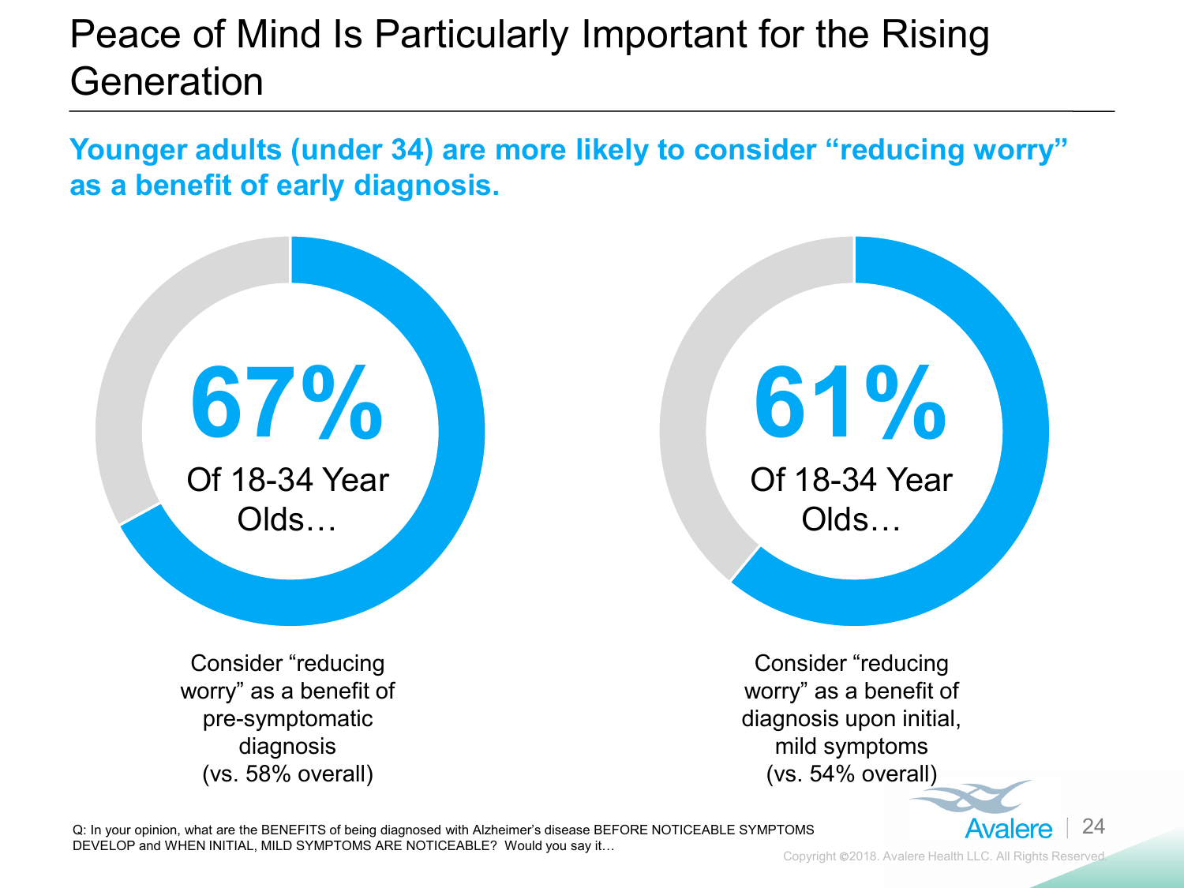# Peace of Mind Is Particularly Important for the Rising Generation

**Younger adults (under 34) are more likely to consider "reducing worry" as a benefit of early diagnosis.**

**67%**

Of 18-34 Year Olds…

Consider "reducing worry" as a benefit of pre-symptomatic diagnosis (vs. 58% overall)

**61%**

Of 18-34 Year Olds…

Consider "reducing worry" as a benefit of diagnosis upon initial, mild symptoms (vs. 54% overall)

Q: In your opinion, what are the BENEFITS of being diagnosed with Alzheimer's disease BEFORE NOTICEABLE SYMPTOMS DEVELOP and WHEN INITIAL, MILD SYMPTOMS ARE NOTICEABLE? Would you say it…

Copyright ©2018. Avalere Health LLC. All Rights Reserved.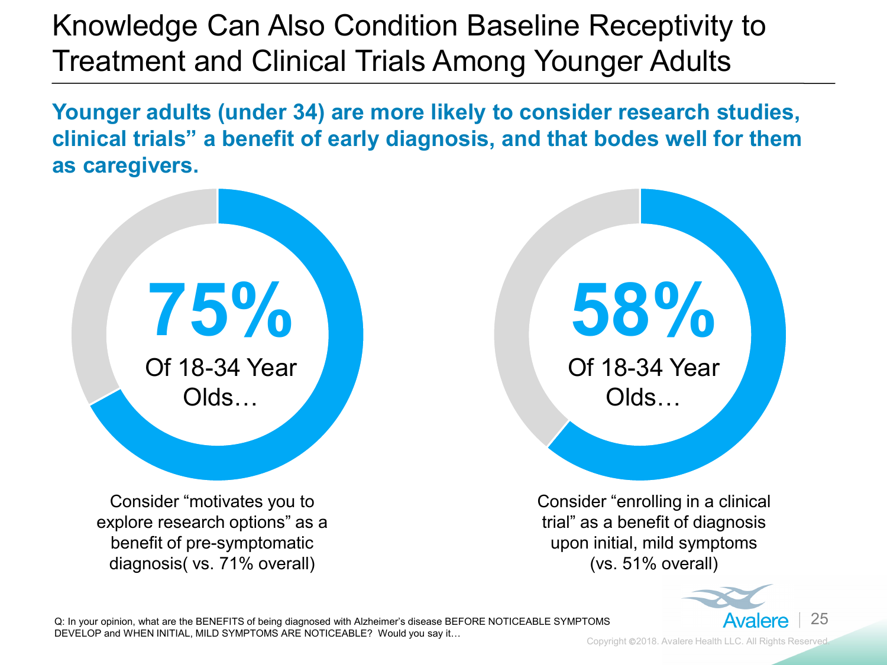# Knowledge Can Also Condition Baseline Receptivity to Treatment and Clinical Trials Among Younger Adults

**Younger adults (under 34) are more likely to consider research studies, clinical trials" a benefit of early diagnosis, and that bodes well for them as caregivers.**

75%

Of 18-34 Year Olds…

Consider "motivates you to explore research options" as a benefit of pre-symptomatic diagnosis( vs. 71% overall)

58%

Of 18-34 Year Olds…

Consider "enrolling in a clinical trial" as a benefit of diagnosis upon initial, mild symptoms (vs. 51% overall)

Q: In your opinion, what are the BENEFITS of being diagnosed with Alzheimer's disease BEFORE NOTICEABLE SYMPTOMS DEVELOP and WHEN INITIAL, MILD SYMPTOMS ARE NOTICEABLE? Would you say it…

Copyright ©2018. Avalere Health LLC. All Rights Reserved.